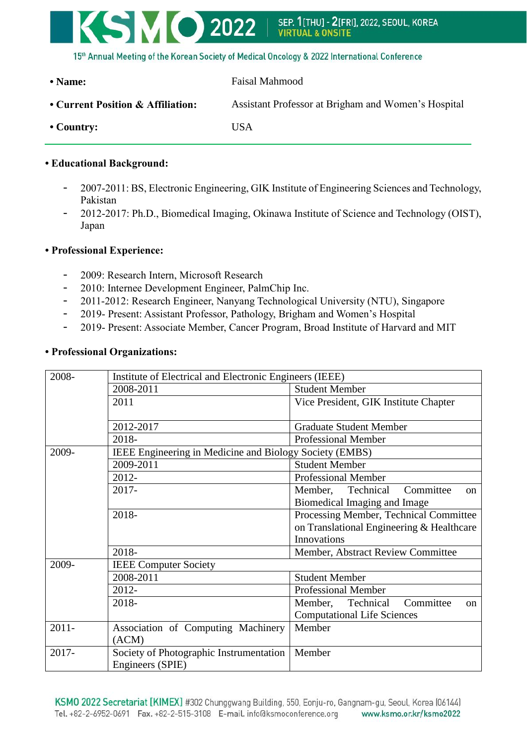- **Name:** Faisal Mahmood
- **Current Position & Affiliation:** Assistant Professor at Brigham and Women's Hospital
- **Country:** USA

---

- **Educational Background:**
  - 2007-2011: BS, Electronic Engineering, GIK Institute of Engineering Sciences and Technology, Pakistan
  - 2012-2017: Ph.D., Biomedical Imaging, Okinawa Institute of Science and Technology (OIST), Japan

- **Professional Experience:**
  - 2009: Research Intern, Microsoft Research
  - 2010: Internee Development Engineer, PalmChip Inc.
  - 2011-2012: Research Engineer, Nanyang Technological University (NTU), Singapore
  - 2019- Present: Assistant Professor, Pathology, Brigham and Women's Hospital
  - 2019- Present: Associate Member, Cancer Program, Broad Institute of Harvard and MIT

- **Professional Organizations:**

| 2008- | Institute of Electrical and Electronic Engineers (IEEE) | |
|---|---|---|
| | 2008-2011 | Student Member |
| | 2011 | Vice President, GIK Institute Chapter |
| | 2012-2017 | Graduate Student Member |
| | 2018- | Professional Member |
| 2009- | IEEE Engineering in Medicine and Biology Society (EMBS) | |
| | 2009-2011 | Student Member |
| | 2012- | Professional Member |
| | 2017- | Member, Technical Committee on Biomedical Imaging and Image |
| | 2018- | Processing Member, Technical Committee on Translational Engineering & Healthcare Innovations |
| | 2018- | Member, Abstract Review Committee |
| 2009- | IEEE Computer Society | |
| | 2008-2011 | Student Member |
| | 2012- | Professional Member |
| | 2018- | Member, Technical Committee on Computational Life Sciences |
| 2011- | Association of Computing Machinery (ACM) | Member |
| 2017- | Society of Photographic Instrumentation Engineers (SPIE) | Member |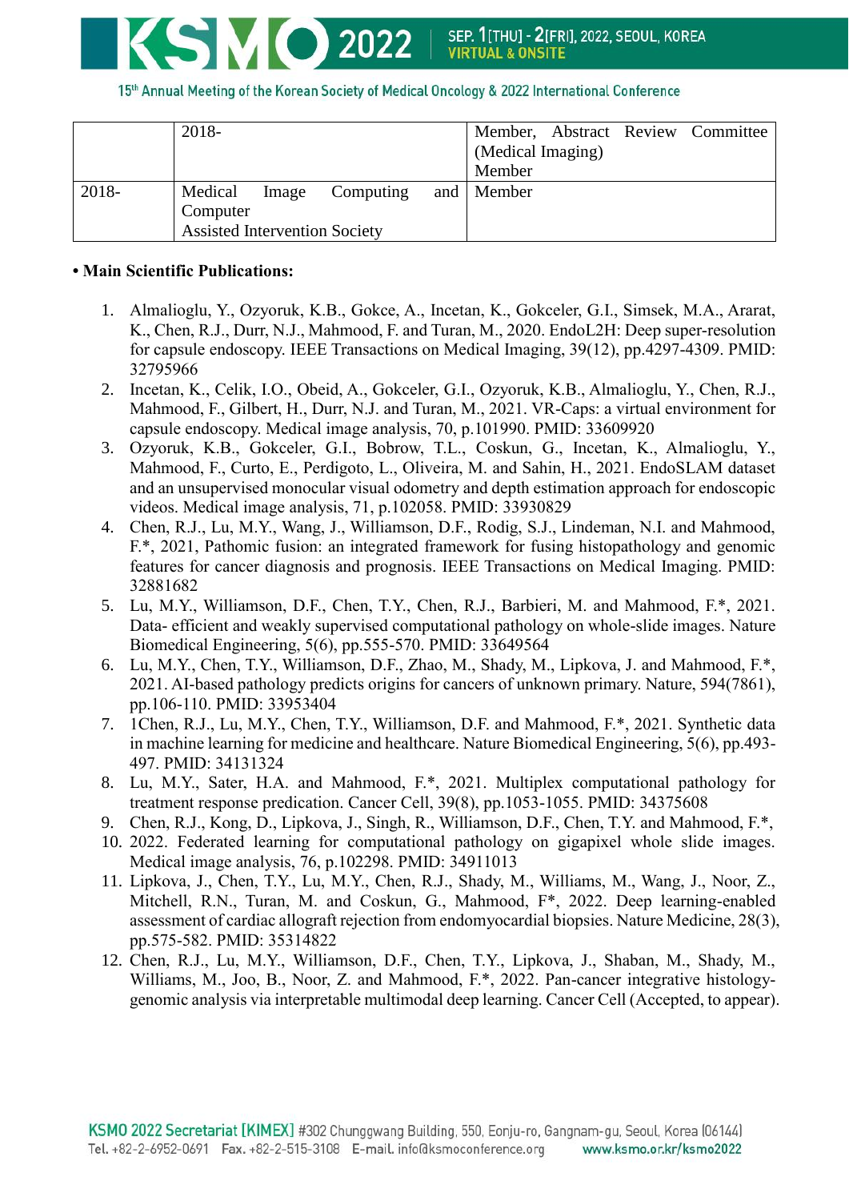| | | |
|---|---|---|
| | 2018- | Member, Abstract Review Committee (Medical Imaging)<br>Member |
| 2018- | Medical Image Computing and Computer<br>Assisted Intervention Society | Member |

**• Main Scientific Publications:**

1. Almalioglu, Y., Ozyoruk, K.B., Gokce, A., Incetan, K., Gokceler, G.I., Simsek, M.A., Ararat, K., Chen, R.J., Durr, N.J., Mahmood, F. and Turan, M., 2020. EndoL2H: Deep super-resolution for capsule endoscopy. IEEE Transactions on Medical Imaging, 39(12), pp.4297-4309. PMID: 32795966
2. Incetan, K., Celik, I.O., Obeid, A., Gokceler, G.I., Ozyoruk, K.B., Almalioglu, Y., Chen, R.J., Mahmood, F., Gilbert, H., Durr, N.J. and Turan, M., 2021. VR-Caps: a virtual environment for capsule endoscopy. Medical image analysis, 70, p.101990. PMID: 33609920
3. Ozyoruk, K.B., Gokceler, G.I., Bobrow, T.L., Coskun, G., Incetan, K., Almalioglu, Y., Mahmood, F., Curto, E., Perdigoto, L., Oliveira, M. and Sahin, H., 2021. EndoSLAM dataset and an unsupervised monocular visual odometry and depth estimation approach for endoscopic videos. Medical image analysis, 71, p.102058. PMID: 33930829
4. Chen, R.J., Lu, M.Y., Wang, J., Williamson, D.F., Rodig, S.J., Lindeman, N.I. and Mahmood, F.*, 2021, Pathomic fusion: an integrated framework for fusing histopathology and genomic features for cancer diagnosis and prognosis. IEEE Transactions on Medical Imaging. PMID: 32881682
5. Lu, M.Y., Williamson, D.F., Chen, T.Y., Chen, R.J., Barbieri, M. and Mahmood, F.*, 2021. Data- efficient and weakly supervised computational pathology on whole-slide images. Nature Biomedical Engineering, 5(6), pp.555-570. PMID: 33649564
6. Lu, M.Y., Chen, T.Y., Williamson, D.F., Zhao, M., Shady, M., Lipkova, J. and Mahmood, F.*, 2021. AI-based pathology predicts origins for cancers of unknown primary. Nature, 594(7861), pp.106-110. PMID: 33953404
7. 1Chen, R.J., Lu, M.Y., Chen, T.Y., Williamson, D.F. and Mahmood, F.*, 2021. Synthetic data in machine learning for medicine and healthcare. Nature Biomedical Engineering, 5(6), pp.493-497. PMID: 34131324
8. Lu, M.Y., Sater, H.A. and Mahmood, F.*, 2021. Multiplex computational pathology for treatment response predication. Cancer Cell, 39(8), pp.1053-1055. PMID: 34375608
9. Chen, R.J., Kong, D., Lipkova, J., Singh, R., Williamson, D.F., Chen, T.Y. and Mahmood, F.*,
10. 2022. Federated learning for computational pathology on gigapixel whole slide images. Medical image analysis, 76, p.102298. PMID: 34911013
11. Lipkova, J., Chen, T.Y., Lu, M.Y., Chen, R.J., Shady, M., Williams, M., Wang, J., Noor, Z., Mitchell, R.N., Turan, M. and Coskun, G., Mahmood, F*, 2022. Deep learning-enabled assessment of cardiac allograft rejection from endomyocardial biopsies. Nature Medicine, 28(3), pp.575-582. PMID: 35314822
12. Chen, R.J., Lu, M.Y., Williamson, D.F., Chen, T.Y., Lipkova, J., Shaban, M., Shady, M., Williams, M., Joo, B., Noor, Z. and Mahmood, F.*, 2022. Pan-cancer integrative histology-genomic analysis via interpretable multimodal deep learning. Cancer Cell (Accepted, to appear).